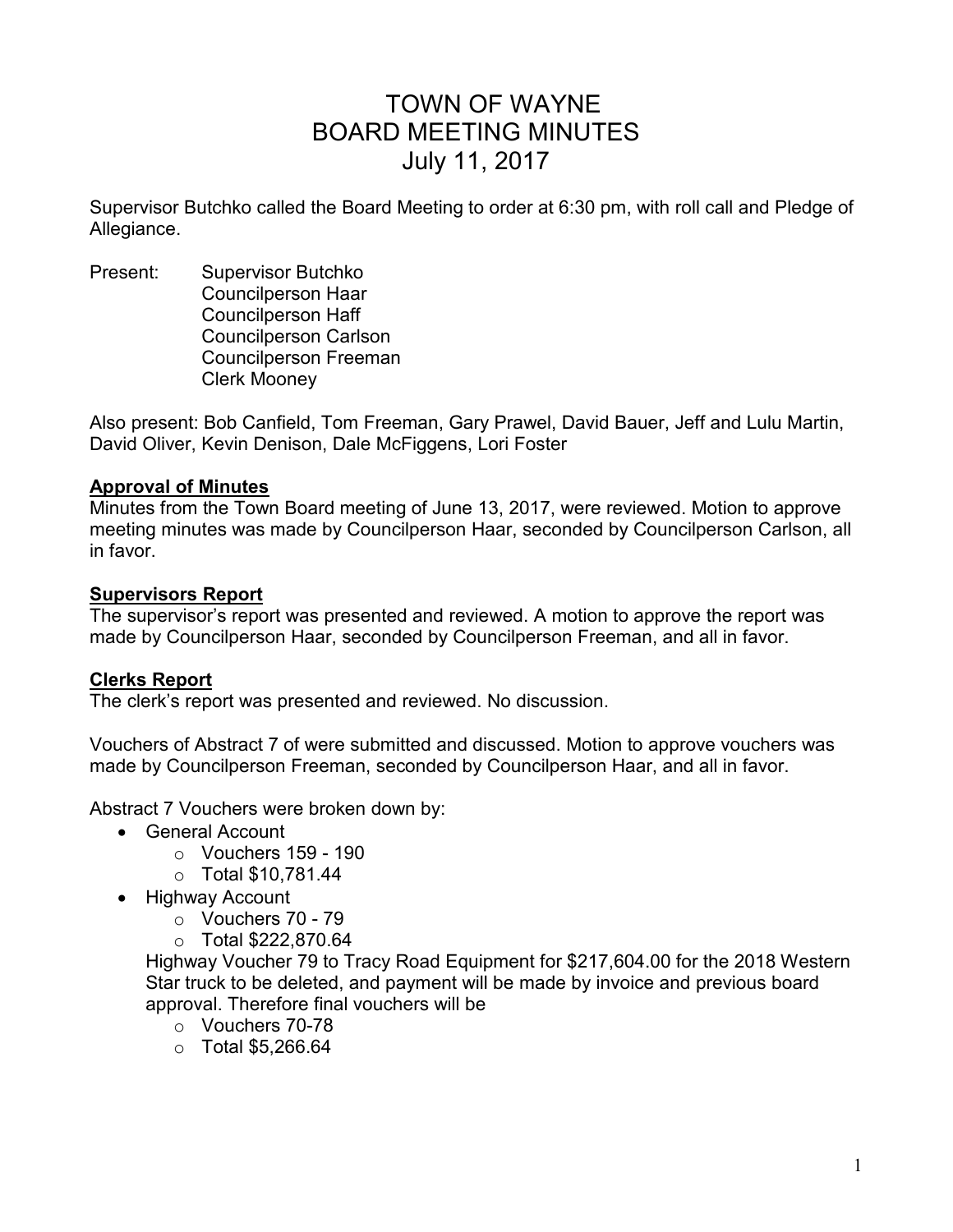# TOWN OF WAYNE
# BOARD MEETING MINUTES
# July 11, 2017

Supervisor Butchko called the Board Meeting to order at 6:30 pm, with roll call and Pledge of Allegiance.

Present: Supervisor Butchko
Councilperson Haar
Councilperson Haff
Councilperson Carlson
Councilperson Freeman
Clerk Mooney

Also present: Bob Canfield, Tom Freeman, Gary Prawel, David Bauer, Jeff and Lulu Martin, David Oliver, Kevin Denison, Dale McFiggens, Lori Foster

## Approval of Minutes

Minutes from the Town Board meeting of June 13, 2017, were reviewed. Motion to approve meeting minutes was made by Councilperson Haar, seconded by Councilperson Carlson, all in favor.

## Supervisors Report

The supervisor's report was presented and reviewed. A motion to approve the report was made by Councilperson Haar, seconded by Councilperson Freeman, and all in favor.

## Clerks Report

The clerk's report was presented and reviewed. No discussion.

Vouchers of Abstract 7 of were submitted and discussed. Motion to approve vouchers was made by Councilperson Freeman, seconded by Councilperson Haar, and all in favor.

Abstract 7 Vouchers were broken down by:

- General Account
  - Vouchers 159 - 190
  - Total $10,781.44
- Highway Account
  - Vouchers 70 - 79
  - Total $222,870.64

  Highway Voucher 79 to Tracy Road Equipment for $217,604.00 for the 2018 Western Star truck to be deleted, and payment will be made by invoice and previous board approval. Therefore final vouchers will be

  - Vouchers 70-78
  - Total $5,266.64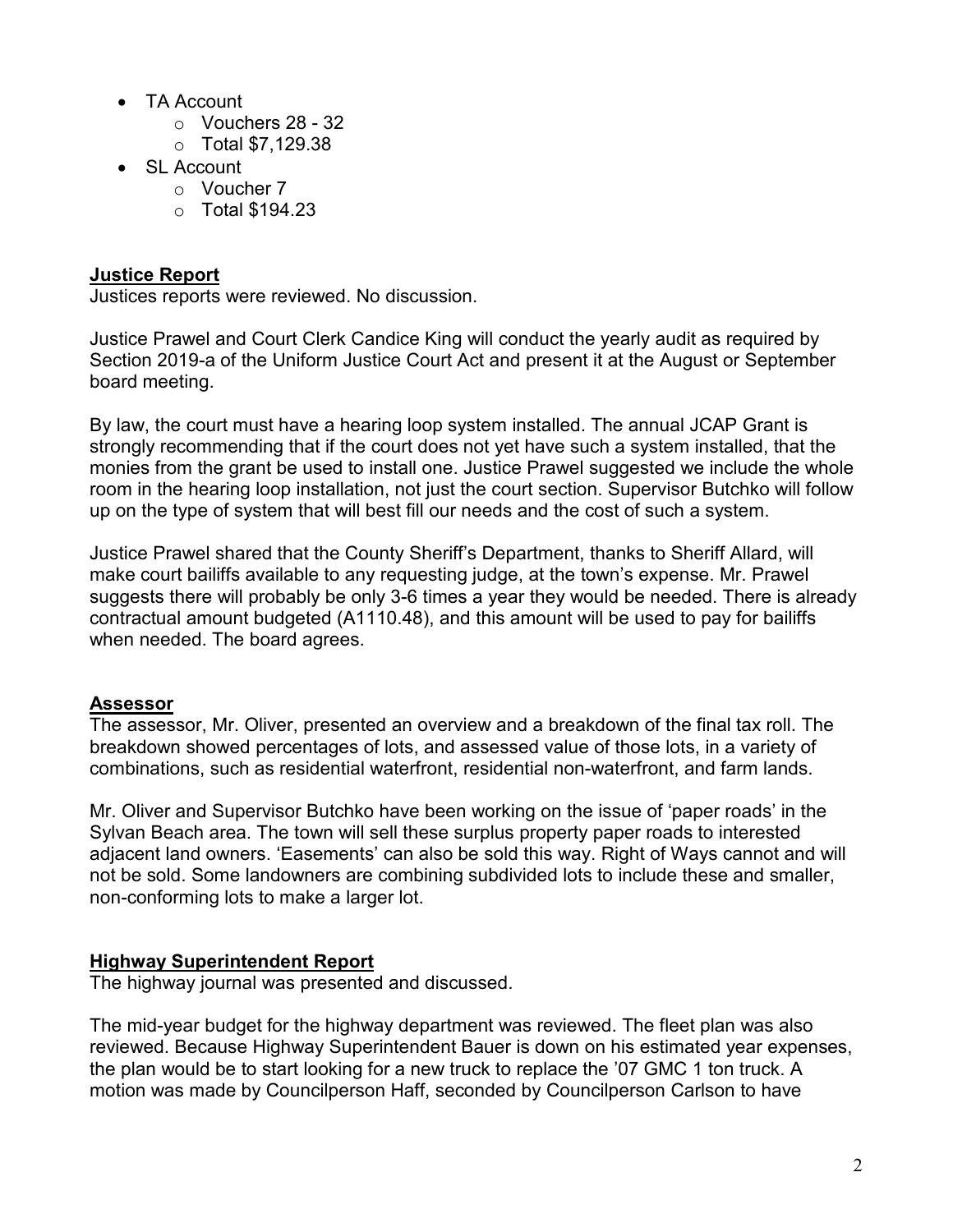- TA Account
  - Vouchers 28 - 32
  - Total $7,129.38
- SL Account
  - Voucher 7
  - Total $194.23

## Justice Report

Justices reports were reviewed. No discussion.

Justice Prawel and Court Clerk Candice King will conduct the yearly audit as required by Section 2019-a of the Uniform Justice Court Act and present it at the August or September board meeting.

By law, the court must have a hearing loop system installed. The annual JCAP Grant is strongly recommending that if the court does not yet have such a system installed, that the monies from the grant be used to install one. Justice Prawel suggested we include the whole room in the hearing loop installation, not just the court section. Supervisor Butchko will follow up on the type of system that will best fill our needs and the cost of such a system.

Justice Prawel shared that the County Sheriff's Department, thanks to Sheriff Allard, will make court bailiffs available to any requesting judge, at the town's expense. Mr. Prawel suggests there will probably be only 3-6 times a year they would be needed. There is already contractual amount budgeted (A1110.48), and this amount will be used to pay for bailiffs when needed. The board agrees.

## Assessor

The assessor, Mr. Oliver, presented an overview and a breakdown of the final tax roll. The breakdown showed percentages of lots, and assessed value of those lots, in a variety of combinations, such as residential waterfront, residential non-waterfront, and farm lands.

Mr. Oliver and Supervisor Butchko have been working on the issue of 'paper roads' in the Sylvan Beach area. The town will sell these surplus property paper roads to interested adjacent land owners. 'Easements' can also be sold this way. Right of Ways cannot and will not be sold. Some landowners are combining subdivided lots to include these and smaller, non-conforming lots to make a larger lot.

## Highway Superintendent Report

The highway journal was presented and discussed.

The mid-year budget for the highway department was reviewed. The fleet plan was also reviewed. Because Highway Superintendent Bauer is down on his estimated year expenses, the plan would be to start looking for a new truck to replace the '07 GMC 1 ton truck. A motion was made by Councilperson Haff, seconded by Councilperson Carlson to have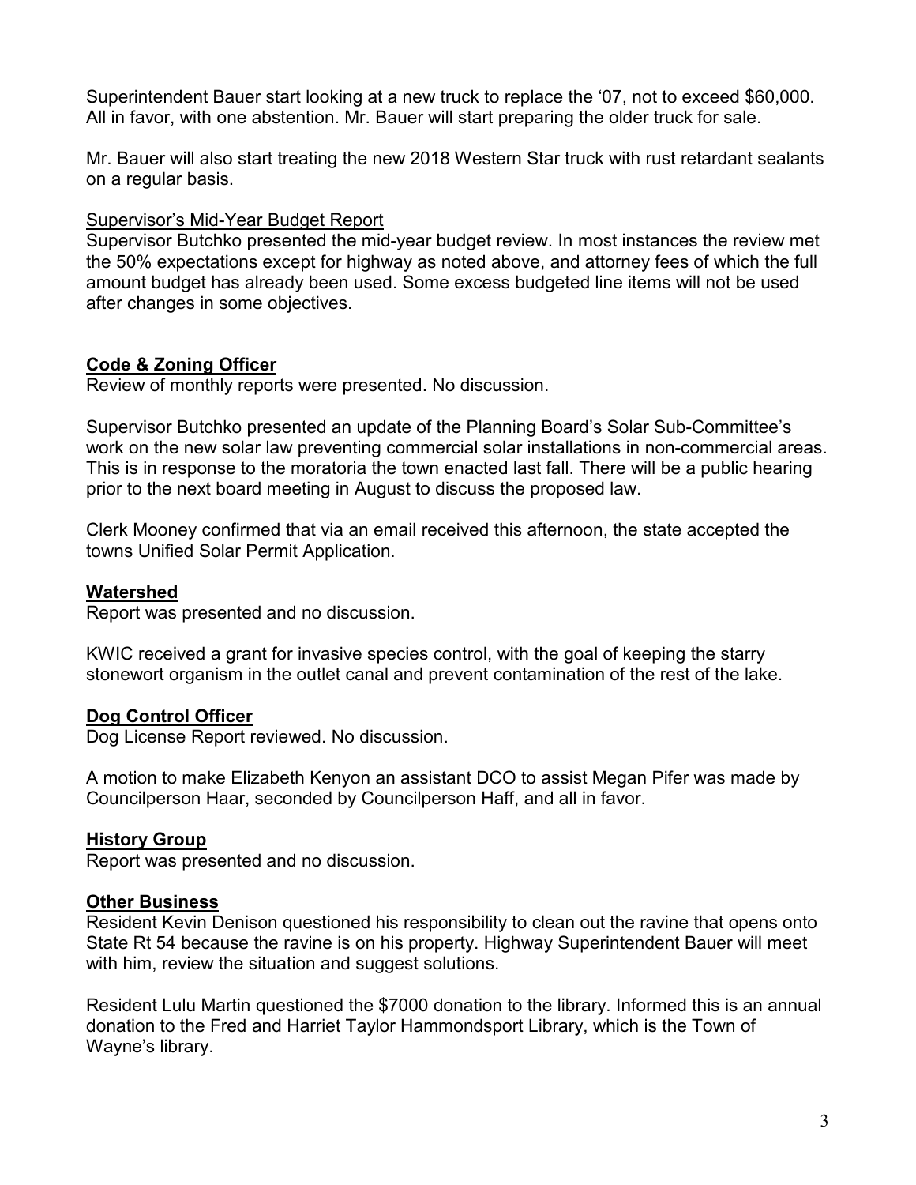Superintendent Bauer start looking at a new truck to replace the '07, not to exceed $60,000. All in favor, with one abstention. Mr. Bauer will start preparing the older truck for sale.

Mr. Bauer will also start treating the new 2018 Western Star truck with rust retardant sealants on a regular basis.

Supervisor's Mid-Year Budget Report

Supervisor Butchko presented the mid-year budget review. In most instances the review met the 50% expectations except for highway as noted above, and attorney fees of which the full amount budget has already been used. Some excess budgeted line items will not be used after changes in some objectives.

## Code & Zoning Officer

Review of monthly reports were presented. No discussion.

Supervisor Butchko presented an update of the Planning Board's Solar Sub-Committee's work on the new solar law preventing commercial solar installations in non-commercial areas. This is in response to the moratoria the town enacted last fall. There will be a public hearing prior to the next board meeting in August to discuss the proposed law.

Clerk Mooney confirmed that via an email received this afternoon, the state accepted the towns Unified Solar Permit Application.

## Watershed

Report was presented and no discussion.

KWIC received a grant for invasive species control, with the goal of keeping the starry stonewort organism in the outlet canal and prevent contamination of the rest of the lake.

## Dog Control Officer

Dog License Report reviewed. No discussion.

A motion to make Elizabeth Kenyon an assistant DCO to assist Megan Pifer was made by Councilperson Haar, seconded by Councilperson Haff, and all in favor.

## History Group

Report was presented and no discussion.

## Other Business

Resident Kevin Denison questioned his responsibility to clean out the ravine that opens onto State Rt 54 because the ravine is on his property. Highway Superintendent Bauer will meet with him, review the situation and suggest solutions.

Resident Lulu Martin questioned the $7000 donation to the library. Informed this is an annual donation to the Fred and Harriet Taylor Hammondsport Library, which is the Town of Wayne's library.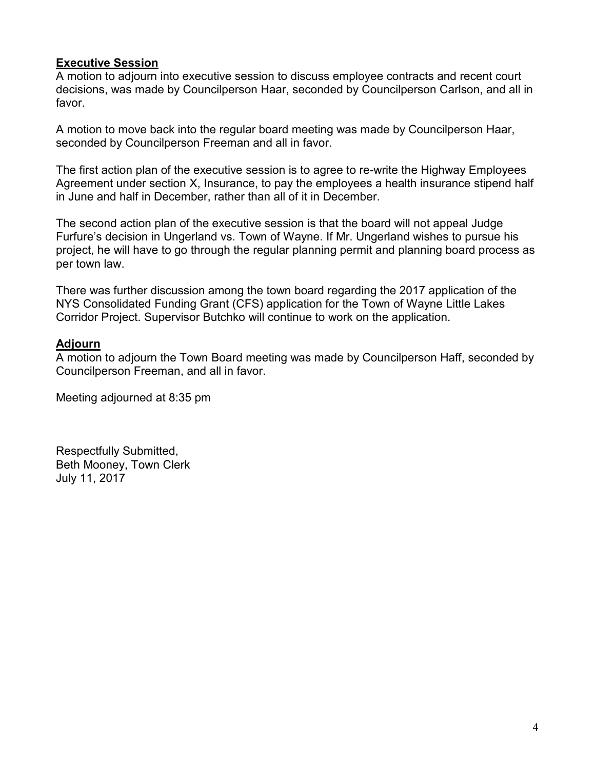## Executive Session

A motion to adjourn into executive session to discuss employee contracts and recent court decisions, was made by Councilperson Haar, seconded by Councilperson Carlson, and all in favor.

A motion to move back into the regular board meeting was made by Councilperson Haar, seconded by Councilperson Freeman and all in favor.

The first action plan of the executive session is to agree to re-write the Highway Employees Agreement under section X, Insurance, to pay the employees a health insurance stipend half in June and half in December, rather than all of it in December.

The second action plan of the executive session is that the board will not appeal Judge Furfure's decision in Ungerland vs. Town of Wayne. If Mr. Ungerland wishes to pursue his project, he will have to go through the regular planning permit and planning board process as per town law.

There was further discussion among the town board regarding the 2017 application of the NYS Consolidated Funding Grant (CFS) application for the Town of Wayne Little Lakes Corridor Project. Supervisor Butchko will continue to work on the application.

## Adjourn

A motion to adjourn the Town Board meeting was made by Councilperson Haff, seconded by Councilperson Freeman, and all in favor.

Meeting adjourned at 8:35 pm

Respectfully Submitted,
Beth Mooney, Town Clerk
July 11, 2017